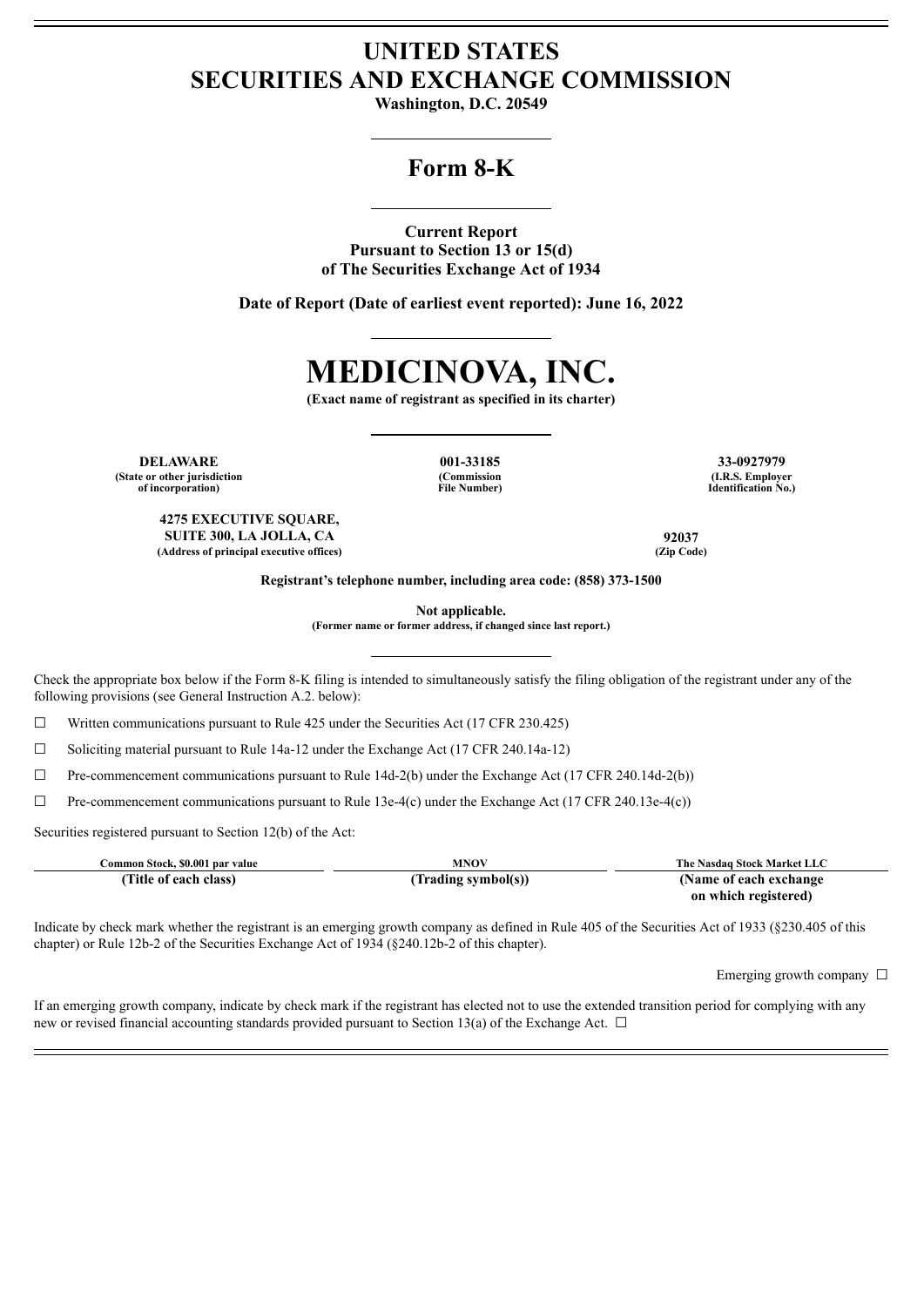# UNITED STATES
# SECURITIES AND EXCHANGE COMMISSION

**Washington, D.C. 20549**

## Form 8-K

**Current Report**
**Pursuant to Section 13 or 15(d)**
**of The Securities Exchange Act of 1934**

**Date of Report (Date of earliest event reported): June 16, 2022**

# MEDICINOVA, INC.

**(Exact name of registrant as specified in its charter)**

| **DELAWARE** | **001-33185** | **33-0927979** |
|---|---|---|
| **(State or other jurisdiction of incorporation)** | **(Commission File Number)** | **(I.R.S. Employer Identification No.)** |

| **4275 EXECUTIVE SQUARE, SUITE 300, LA JOLLA, CA** | **92037** |
|---|---|
| **(Address of principal executive offices)** | **(Zip Code)** |

**Registrant's telephone number, including area code: (858) 373-1500**

**Not applicable.**
**(Former name or former address, if changed since last report.)**

Check the appropriate box below if the Form 8-K filing is intended to simultaneously satisfy the filing obligation of the registrant under any of the following provisions (see General Instruction A.2. below):

☐ Written communications pursuant to Rule 425 under the Securities Act (17 CFR 230.425)

☐ Soliciting material pursuant to Rule 14a-12 under the Exchange Act (17 CFR 240.14a-12)

☐ Pre-commencement communications pursuant to Rule 14d-2(b) under the Exchange Act (17 CFR 240.14d-2(b))

☐ Pre-commencement communications pursuant to Rule 13e-4(c) under the Exchange Act (17 CFR 240.13e-4(c))

Securities registered pursuant to Section 12(b) of the Act:

| **Title of each class** | **Trading symbol(s)** | **Name of each exchange on which registered** |
|---|---|---|
| Common Stock, $0.001 par value | MNOV | The Nasdaq Stock Market LLC |

Indicate by check mark whether the registrant is an emerging growth company as defined in Rule 405 of the Securities Act of 1933 (§230.405 of this chapter) or Rule 12b-2 of the Securities Exchange Act of 1934 (§240.12b-2 of this chapter).

Emerging growth company ☐

If an emerging growth company, indicate by check mark if the registrant has elected not to use the extended transition period for complying with any new or revised financial accounting standards provided pursuant to Section 13(a) of the Exchange Act. ☐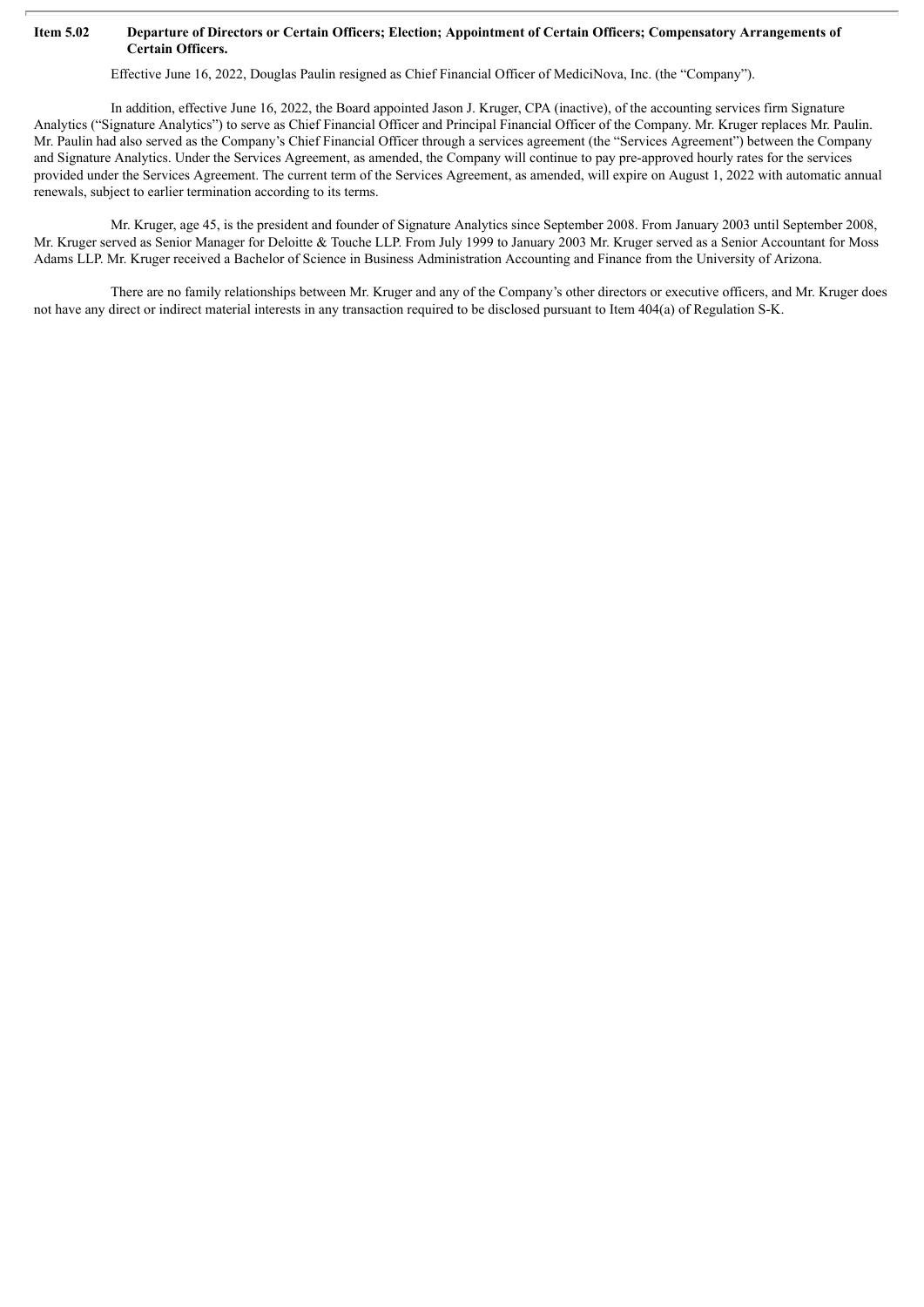**Item 5.02 Departure of Directors or Certain Officers; Election; Appointment of Certain Officers; Compensatory Arrangements of Certain Officers.**

Effective June 16, 2022, Douglas Paulin resigned as Chief Financial Officer of MediciNova, Inc. (the "Company").

In addition, effective June 16, 2022, the Board appointed Jason J. Kruger, CPA (inactive), of the accounting services firm Signature Analytics ("Signature Analytics") to serve as Chief Financial Officer and Principal Financial Officer of the Company. Mr. Kruger replaces Mr. Paulin. Mr. Paulin had also served as the Company's Chief Financial Officer through a services agreement (the "Services Agreement") between the Company and Signature Analytics. Under the Services Agreement, as amended, the Company will continue to pay pre-approved hourly rates for the services provided under the Services Agreement. The current term of the Services Agreement, as amended, will expire on August 1, 2022 with automatic annual renewals, subject to earlier termination according to its terms.

Mr. Kruger, age 45, is the president and founder of Signature Analytics since September 2008. From January 2003 until September 2008, Mr. Kruger served as Senior Manager for Deloitte & Touche LLP. From July 1999 to January 2003 Mr. Kruger served as a Senior Accountant for Moss Adams LLP. Mr. Kruger received a Bachelor of Science in Business Administration Accounting and Finance from the University of Arizona.

There are no family relationships between Mr. Kruger and any of the Company's other directors or executive officers, and Mr. Kruger does not have any direct or indirect material interests in any transaction required to be disclosed pursuant to Item 404(a) of Regulation S-K.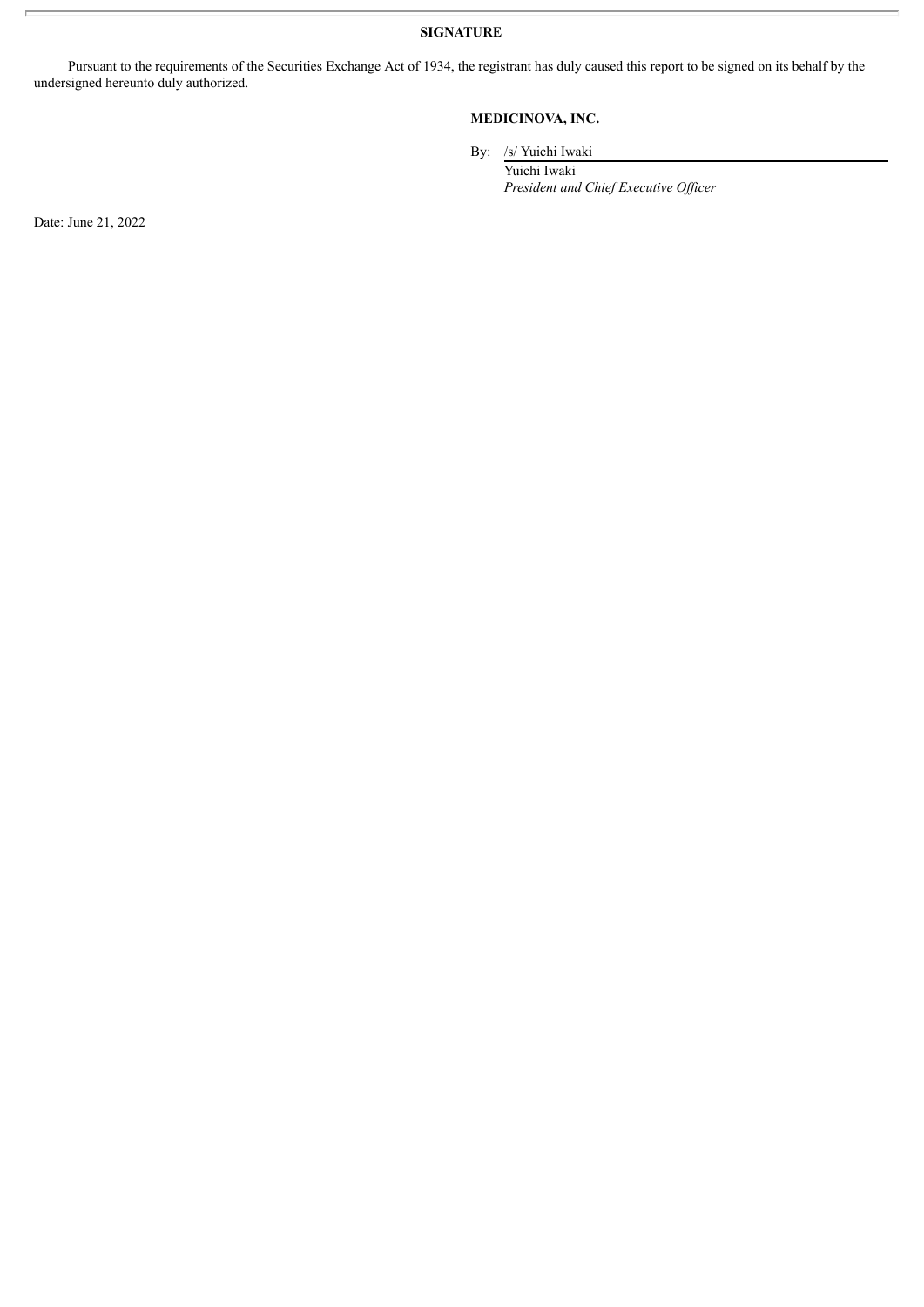**SIGNATURE**

Pursuant to the requirements of the Securities Exchange Act of 1934, the registrant has duly caused this report to be signed on its behalf by the undersigned hereunto duly authorized.

**MEDICINOVA, INC.**

By: /s/ Yuichi Iwaki

Yuichi Iwaki

*President and Chief Executive Officer*

Date: June 21, 2022